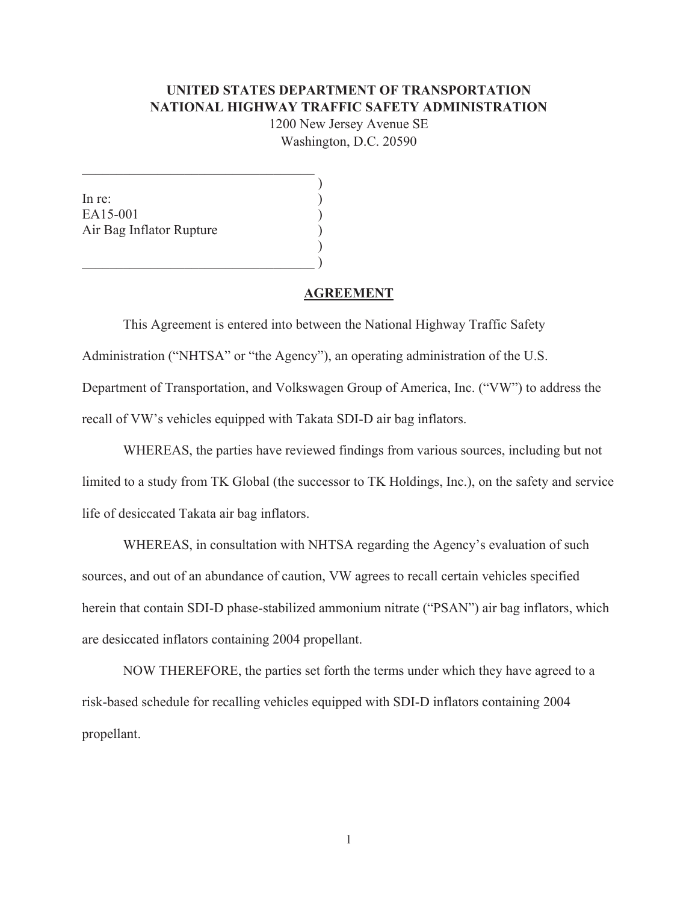**UNITED STATES DEPARTMENT OF TRANSPORTATION**
**NATIONAL HIGHWAY TRAFFIC SAFETY ADMINISTRATION**
1200 New Jersey Avenue SE
Washington, D.C. 20590

In re:
EA15-001
Air Bag Inflator Rupture

## AGREEMENT

This Agreement is entered into between the National Highway Traffic Safety Administration ("NHTSA" or "the Agency"), an operating administration of the U.S. Department of Transportation, and Volkswagen Group of America, Inc. ("VW") to address the recall of VW's vehicles equipped with Takata SDI-D air bag inflators.

WHEREAS, the parties have reviewed findings from various sources, including but not limited to a study from TK Global (the successor to TK Holdings, Inc.), on the safety and service life of desiccated Takata air bag inflators.

WHEREAS, in consultation with NHTSA regarding the Agency's evaluation of such sources, and out of an abundance of caution, VW agrees to recall certain vehicles specified herein that contain SDI-D phase-stabilized ammonium nitrate ("PSAN") air bag inflators, which are desiccated inflators containing 2004 propellant.

NOW THEREFORE, the parties set forth the terms under which they have agreed to a risk-based schedule for recalling vehicles equipped with SDI-D inflators containing 2004 propellant.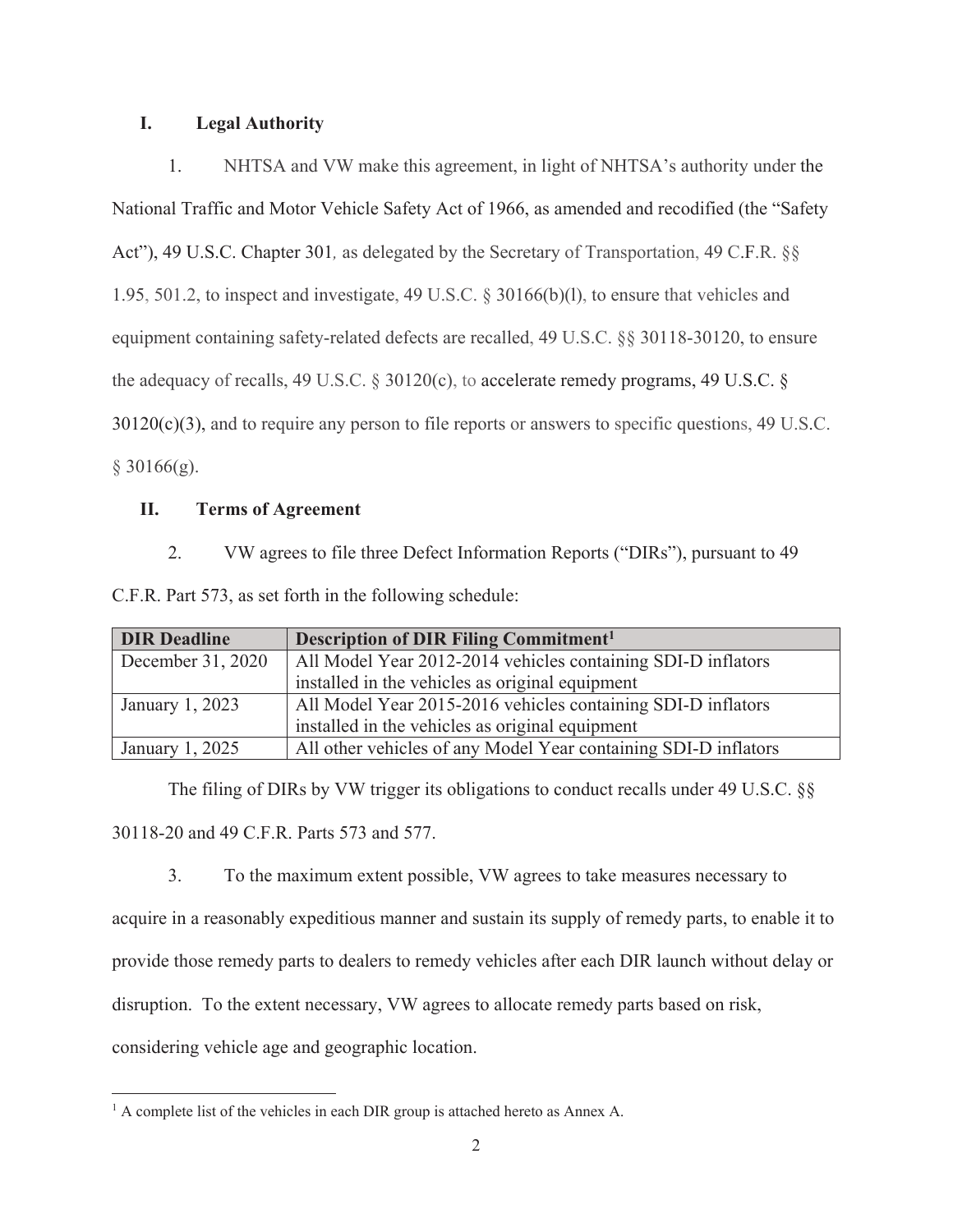## I. Legal Authority

1. NHTSA and VW make this agreement, in light of NHTSA's authority under the National Traffic and Motor Vehicle Safety Act of 1966, as amended and recodified (the "Safety Act"), 49 U.S.C. Chapter 301, as delegated by the Secretary of Transportation, 49 C.F.R. §§ 1.95, 501.2, to inspect and investigate, 49 U.S.C. § 30166(b)(l), to ensure that vehicles and equipment containing safety-related defects are recalled, 49 U.S.C. §§ 30118-30120, to ensure the adequacy of recalls, 49 U.S.C. § 30120(c), to accelerate remedy programs, 49 U.S.C. § 30120(c)(3), and to require any person to file reports or answers to specific questions, 49 U.S.C. § 30166(g).

## II. Terms of Agreement

2. VW agrees to file three Defect Information Reports ("DIRs"), pursuant to 49 C.F.R. Part 573, as set forth in the following schedule:

| DIR Deadline | Description of DIR Filing Commitment[1] |
|---|---|
| December 31, 2020 | All Model Year 2012-2014 vehicles containing SDI-D inflators installed in the vehicles as original equipment |
| January 1, 2023 | All Model Year 2015-2016 vehicles containing SDI-D inflators installed in the vehicles as original equipment |
| January 1, 2025 | All other vehicles of any Model Year containing SDI-D inflators |

The filing of DIRs by VW trigger its obligations to conduct recalls under 49 U.S.C. §§ 30118-20 and 49 C.F.R. Parts 573 and 577.

3. To the maximum extent possible, VW agrees to take measures necessary to acquire in a reasonably expeditious manner and sustain its supply of remedy parts, to enable it to provide those remedy parts to dealers to remedy vehicles after each DIR launch without delay or disruption. To the extent necessary, VW agrees to allocate remedy parts based on risk, considering vehicle age and geographic location.

[1] A complete list of the vehicles in each DIR group is attached hereto as Annex A.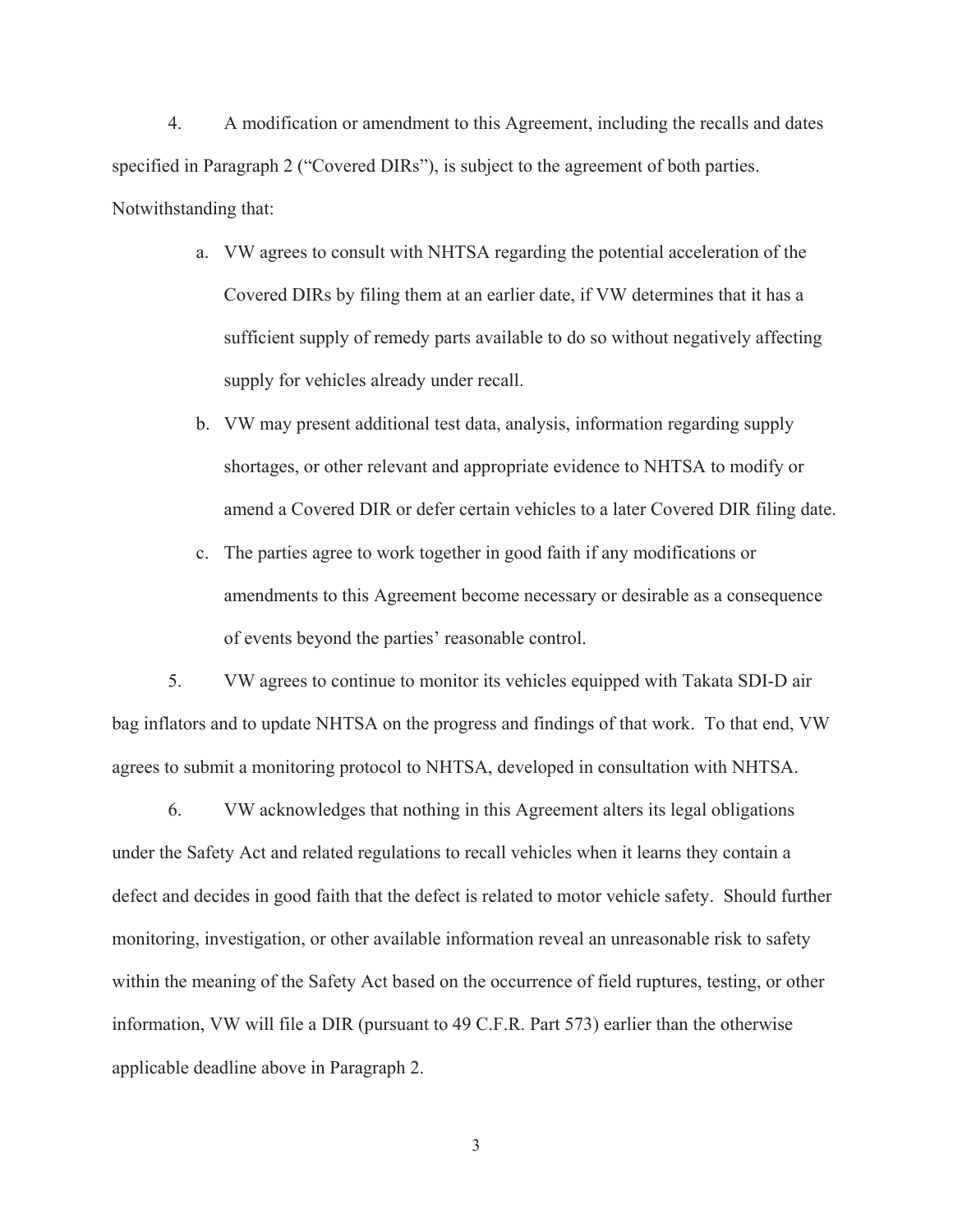4. A modification or amendment to this Agreement, including the recalls and dates specified in Paragraph 2 ("Covered DIRs"), is subject to the agreement of both parties. Notwithstanding that:

   a. VW agrees to consult with NHTSA regarding the potential acceleration of the Covered DIRs by filing them at an earlier date, if VW determines that it has a sufficient supply of remedy parts available to do so without negatively affecting supply for vehicles already under recall.

   b. VW may present additional test data, analysis, information regarding supply shortages, or other relevant and appropriate evidence to NHTSA to modify or amend a Covered DIR or defer certain vehicles to a later Covered DIR filing date.

   c. The parties agree to work together in good faith if any modifications or amendments to this Agreement become necessary or desirable as a consequence of events beyond the parties' reasonable control.

5. VW agrees to continue to monitor its vehicles equipped with Takata SDI-D air bag inflators and to update NHTSA on the progress and findings of that work. To that end, VW agrees to submit a monitoring protocol to NHTSA, developed in consultation with NHTSA.

6. VW acknowledges that nothing in this Agreement alters its legal obligations under the Safety Act and related regulations to recall vehicles when it learns they contain a defect and decides in good faith that the defect is related to motor vehicle safety. Should further monitoring, investigation, or other available information reveal an unreasonable risk to safety within the meaning of the Safety Act based on the occurrence of field ruptures, testing, or other information, VW will file a DIR (pursuant to 49 C.F.R. Part 573) earlier than the otherwise applicable deadline above in Paragraph 2.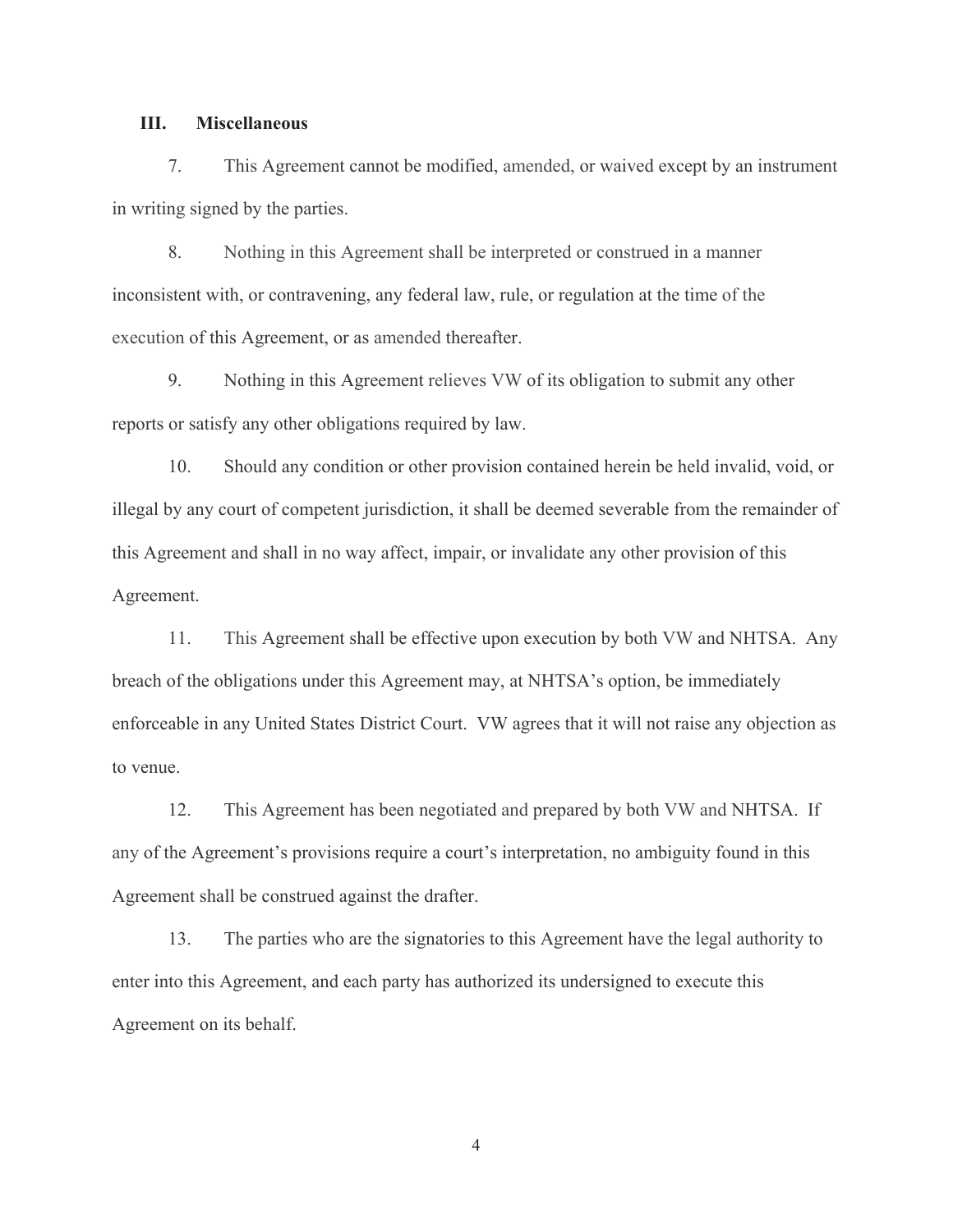## III. Miscellaneous

7. This Agreement cannot be modified, amended, or waived except by an instrument in writing signed by the parties.

8. Nothing in this Agreement shall be interpreted or construed in a manner inconsistent with, or contravening, any federal law, rule, or regulation at the time of the execution of this Agreement, or as amended thereafter.

9. Nothing in this Agreement relieves VW of its obligation to submit any other reports or satisfy any other obligations required by law.

10. Should any condition or other provision contained herein be held invalid, void, or illegal by any court of competent jurisdiction, it shall be deemed severable from the remainder of this Agreement and shall in no way affect, impair, or invalidate any other provision of this Agreement.

11. This Agreement shall be effective upon execution by both VW and NHTSA. Any breach of the obligations under this Agreement may, at NHTSA's option, be immediately enforceable in any United States District Court. VW agrees that it will not raise any objection as to venue.

12. This Agreement has been negotiated and prepared by both VW and NHTSA. If any of the Agreement's provisions require a court's interpretation, no ambiguity found in this Agreement shall be construed against the drafter.

13. The parties who are the signatories to this Agreement have the legal authority to enter into this Agreement, and each party has authorized its undersigned to execute this Agreement on its behalf.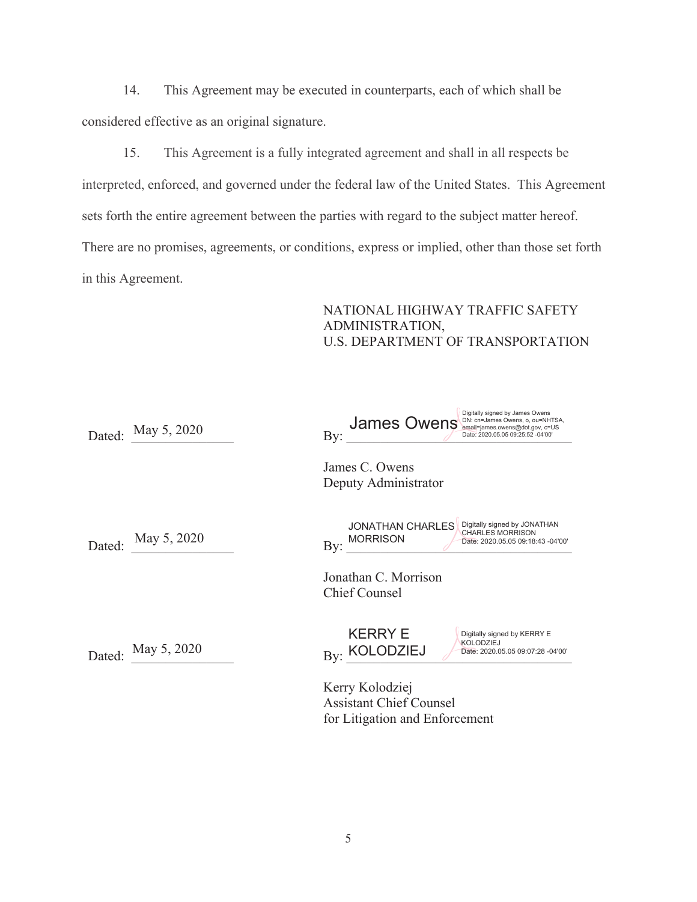14. This Agreement may be executed in counterparts, each of which shall be considered effective as an original signature.

15. This Agreement is a fully integrated agreement and shall in all respects be interpreted, enforced, and governed under the federal law of the United States. This Agreement sets forth the entire agreement between the parties with regard to the subject matter hereof. There are no promises, agreements, or conditions, express or implied, other than those set forth in this Agreement.

NATIONAL HIGHWAY TRAFFIC SAFETY ADMINISTRATION,
U.S. DEPARTMENT OF TRANSPORTATION

Dated: May 5, 2020

By: James Owens (Digitally signed by James Owens DN: cn=James Owens, o, ou=NHTSA, email=james.owens@dot.gov, c=US Date: 2020.05.05 09:25:52 -04'00')

James C. Owens
Deputy Administrator

Dated: May 5, 2020

By: JONATHAN CHARLES MORRISON (Digitally signed by JONATHAN CHARLES MORRISON Date: 2020.05.05 09:18:43 -04'00')

Jonathan C. Morrison
Chief Counsel

Dated: May 5, 2020

By: KERRY E KOLODZIEJ (Digitally signed by KERRY E KOLODZIEJ Date: 2020.05.05 09:07:28 -04'00')

Kerry Kolodziej
Assistant Chief Counsel
for Litigation and Enforcement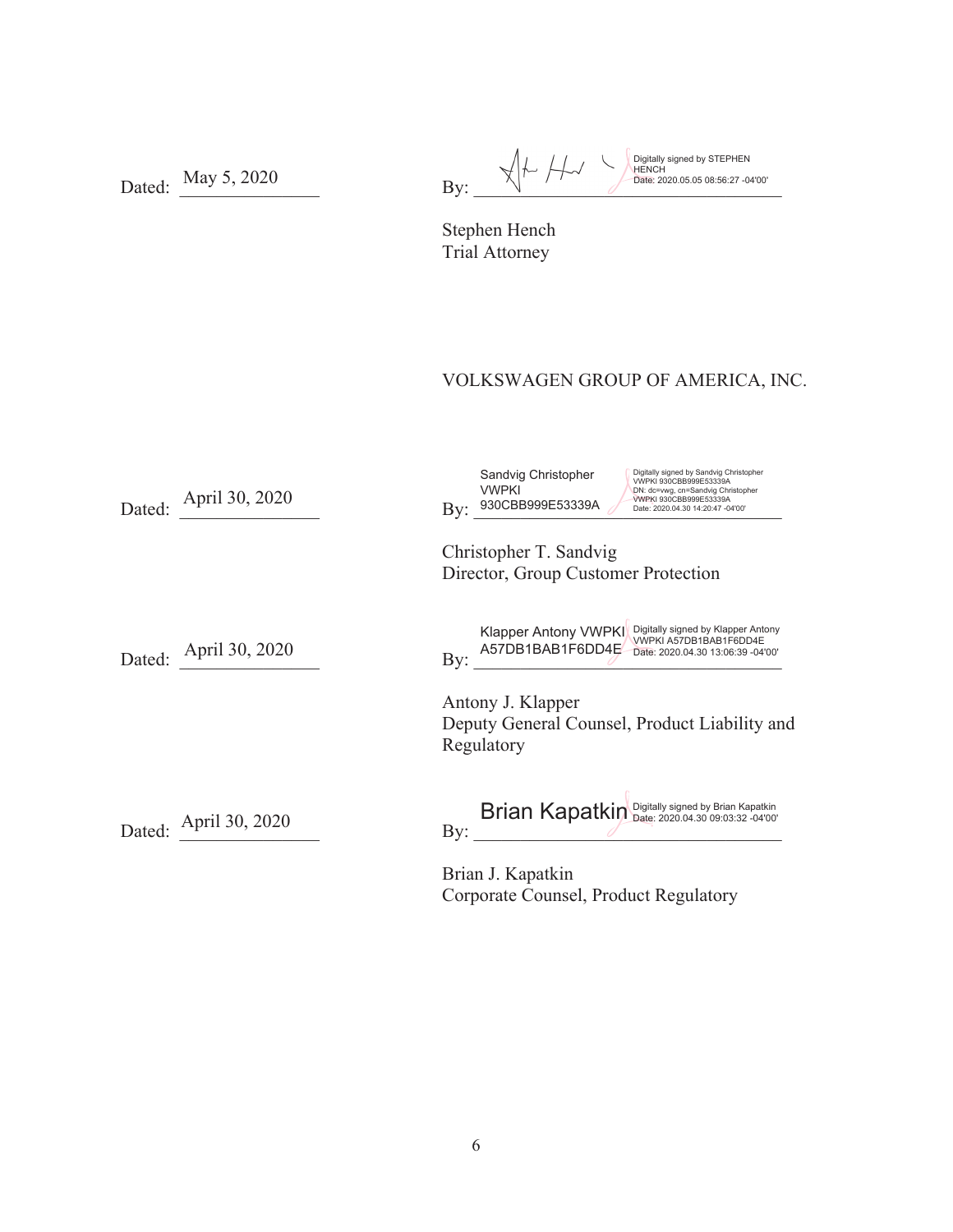Dated: May 5, 2020

By: Digitally signed by STEPHEN HENCH Date: 2020.05.05 08:56:27 -04'00'

Stephen Hench
Trial Attorney

VOLKSWAGEN GROUP OF AMERICA, INC.

Dated: April 30, 2020

By: Sandvig Christopher VWPKI 930CBB999E53339A Digitally signed by Sandvig Christopher VWPKI 930CBB999E53339A DN: dc=vwg, cn=Sandvig Christopher VWPKI 930CBB999E53339A Date: 2020.04.30 14:20:47 -04'00'

Christopher T. Sandvig
Director, Group Customer Protection

Dated: April 30, 2020

By: Klapper Antony VWPKI A57DB1BAB1F6DD4E Digitally signed by Klapper Antony VWPKI A57DB1BAB1F6DD4E Date: 2020.04.30 13:06:39 -04'00'

Antony J. Klapper
Deputy General Counsel, Product Liability and Regulatory

Dated: April 30, 2020

By: Brian Kapatkin Digitally signed by Brian Kapatkin Date: 2020.04.30 09:03:32 -04'00'

Brian J. Kapatkin
Corporate Counsel, Product Regulatory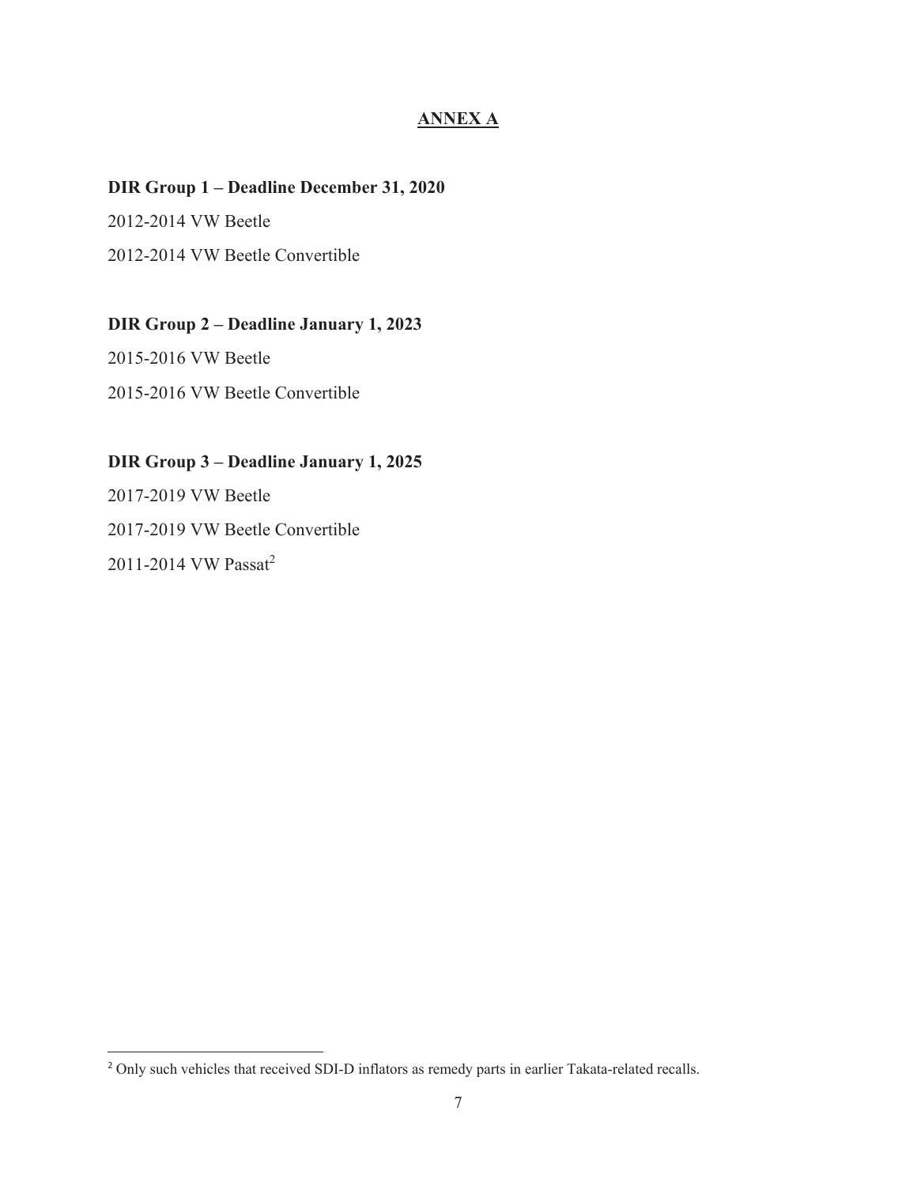## ANNEX A

**DIR Group 1 – Deadline December 31, 2020**

2012-2014 VW Beetle

2012-2014 VW Beetle Convertible

**DIR Group 2 – Deadline January 1, 2023**

2015-2016 VW Beetle

2015-2016 VW Beetle Convertible

**DIR Group 3 – Deadline January 1, 2025**

2017-2019 VW Beetle

2017-2019 VW Beetle Convertible

2011-2014 VW Passat[2]

---

[2] Only such vehicles that received SDI-D inflators as remedy parts in earlier Takata-related recalls.